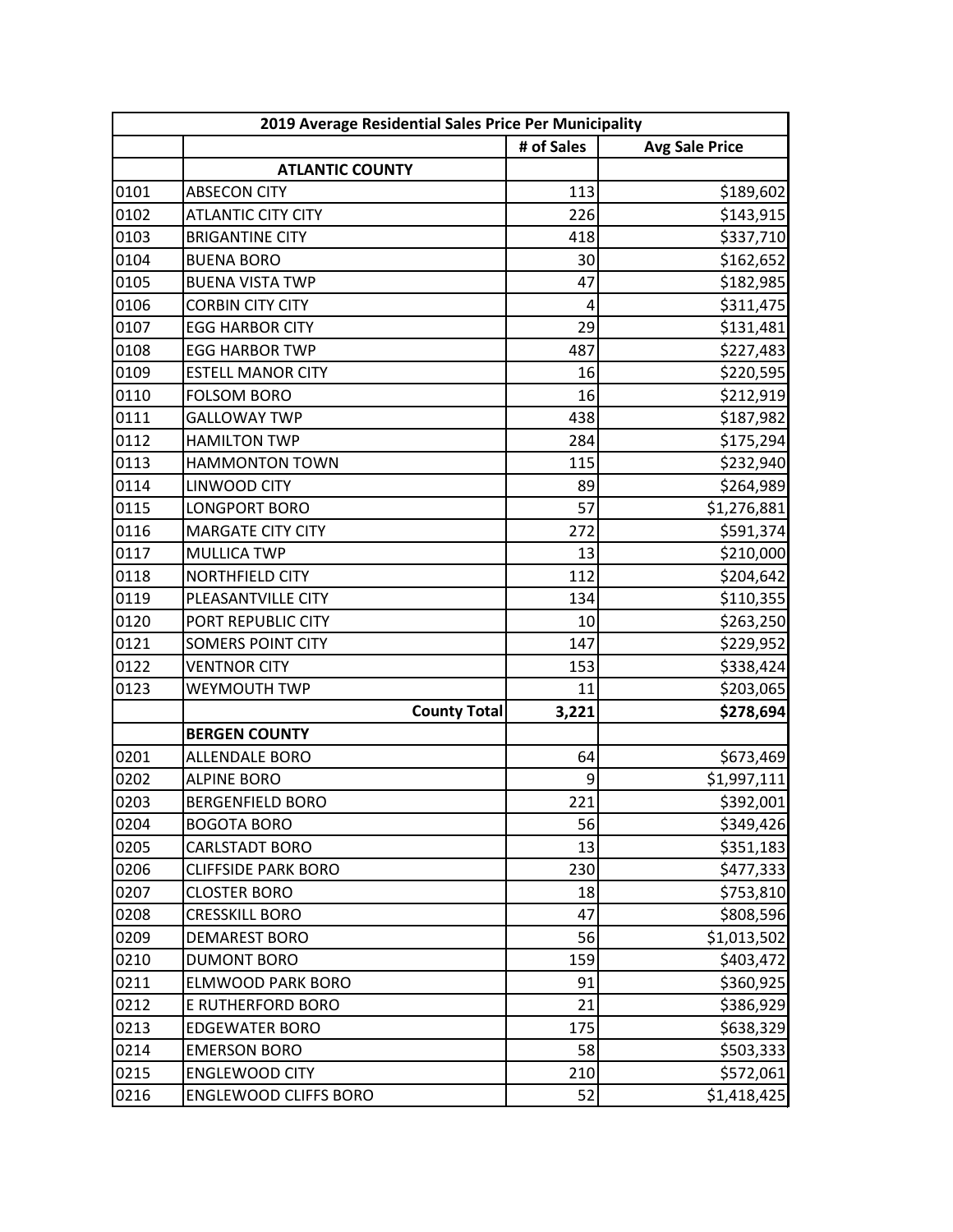| 2019 Average Residential Sales Price Per Municipality | | | |
|---|---|---|---|
| | | # of Sales | Avg Sale Price |
| | **ATLANTIC COUNTY** | | |
| 0101 | ABSECON CITY | 113 | $189,602 |
| 0102 | ATLANTIC CITY CITY | 226 | $143,915 |
| 0103 | BRIGANTINE CITY | 418 | $337,710 |
| 0104 | BUENA BORO | 30 | $162,652 |
| 0105 | BUENA VISTA TWP | 47 | $182,985 |
| 0106 | CORBIN CITY CITY | 4 | $311,475 |
| 0107 | EGG HARBOR CITY | 29 | $131,481 |
| 0108 | EGG HARBOR TWP | 487 | $227,483 |
| 0109 | ESTELL MANOR CITY | 16 | $220,595 |
| 0110 | FOLSOM BORO | 16 | $212,919 |
| 0111 | GALLOWAY TWP | 438 | $187,982 |
| 0112 | HAMILTON TWP | 284 | $175,294 |
| 0113 | HAMMONTON TOWN | 115 | $232,940 |
| 0114 | LINWOOD CITY | 89 | $264,989 |
| 0115 | LONGPORT BORO | 57 | $1,276,881 |
| 0116 | MARGATE CITY CITY | 272 | $591,374 |
| 0117 | MULLICA TWP | 13 | $210,000 |
| 0118 | NORTHFIELD CITY | 112 | $204,642 |
| 0119 | PLEASANTVILLE CITY | 134 | $110,355 |
| 0120 | PORT REPUBLIC CITY | 10 | $263,250 |
| 0121 | SOMERS POINT CITY | 147 | $229,952 |
| 0122 | VENTNOR CITY | 153 | $338,424 |
| 0123 | WEYMOUTH TWP | 11 | $203,065 |
| | **County Total** | **3,221** | **$278,694** |
| | **BERGEN COUNTY** | | |
| 0201 | ALLENDALE BORO | 64 | $673,469 |
| 0202 | ALPINE BORO | 9 | $1,997,111 |
| 0203 | BERGENFIELD BORO | 221 | $392,001 |
| 0204 | BOGOTA BORO | 56 | $349,426 |
| 0205 | CARLSTADT BORO | 13 | $351,183 |
| 0206 | CLIFFSIDE PARK BORO | 230 | $477,333 |
| 0207 | CLOSTER BORO | 18 | $753,810 |
| 0208 | CRESSKILL BORO | 47 | $808,596 |
| 0209 | DEMAREST BORO | 56 | $1,013,502 |
| 0210 | DUMONT BORO | 159 | $403,472 |
| 0211 | ELMWOOD PARK BORO | 91 | $360,925 |
| 0212 | E RUTHERFORD BORO | 21 | $386,929 |
| 0213 | EDGEWATER BORO | 175 | $638,329 |
| 0214 | EMERSON BORO | 58 | $503,333 |
| 0215 | ENGLEWOOD CITY | 210 | $572,061 |
| 0216 | ENGLEWOOD CLIFFS BORO | 52 | $1,418,425 |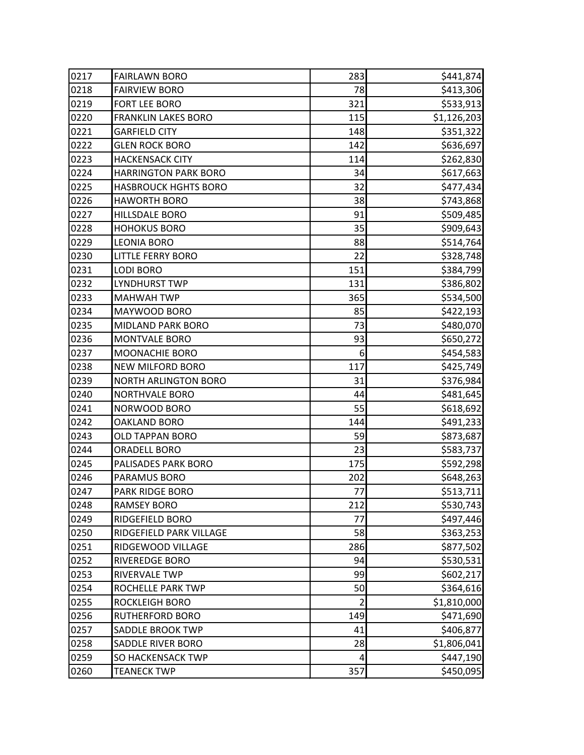| | | | |
|---|---|---|---|
| 0217 | FAIRLAWN BORO | 283 | $441,874 |
| 0218 | FAIRVIEW BORO | 78 | $413,306 |
| 0219 | FORT LEE BORO | 321 | $533,913 |
| 0220 | FRANKLIN LAKES BORO | 115 | $1,126,203 |
| 0221 | GARFIELD CITY | 148 | $351,322 |
| 0222 | GLEN ROCK BORO | 142 | $636,697 |
| 0223 | HACKENSACK CITY | 114 | $262,830 |
| 0224 | HARRINGTON PARK BORO | 34 | $617,663 |
| 0225 | HASBROUCK HGHTS BORO | 32 | $477,434 |
| 0226 | HAWORTH BORO | 38 | $743,868 |
| 0227 | HILLSDALE BORO | 91 | $509,485 |
| 0228 | HOHOKUS BORO | 35 | $909,643 |
| 0229 | LEONIA BORO | 88 | $514,764 |
| 0230 | LITTLE FERRY BORO | 22 | $328,748 |
| 0231 | LODI BORO | 151 | $384,799 |
| 0232 | LYNDHURST TWP | 131 | $386,802 |
| 0233 | MAHWAH TWP | 365 | $534,500 |
| 0234 | MAYWOOD BORO | 85 | $422,193 |
| 0235 | MIDLAND PARK BORO | 73 | $480,070 |
| 0236 | MONTVALE BORO | 93 | $650,272 |
| 0237 | MOONACHIE BORO | 6 | $454,583 |
| 0238 | NEW MILFORD BORO | 117 | $425,749 |
| 0239 | NORTH ARLINGTON BORO | 31 | $376,984 |
| 0240 | NORTHVALE BORO | 44 | $481,645 |
| 0241 | NORWOOD BORO | 55 | $618,692 |
| 0242 | OAKLAND BORO | 144 | $491,233 |
| 0243 | OLD TAPPAN BORO | 59 | $873,687 |
| 0244 | ORADELL BORO | 23 | $583,737 |
| 0245 | PALISADES PARK BORO | 175 | $592,298 |
| 0246 | PARAMUS BORO | 202 | $648,263 |
| 0247 | PARK RIDGE BORO | 77 | $513,711 |
| 0248 | RAMSEY BORO | 212 | $530,743 |
| 0249 | RIDGEFIELD BORO | 77 | $497,446 |
| 0250 | RIDGEFIELD PARK VILLAGE | 58 | $363,253 |
| 0251 | RIDGEWOOD VILLAGE | 286 | $877,502 |
| 0252 | RIVEREDGE BORO | 94 | $530,531 |
| 0253 | RIVERVALE TWP | 99 | $602,217 |
| 0254 | ROCHELLE PARK TWP | 50 | $364,616 |
| 0255 | ROCKLEIGH BORO | 2 | $1,810,000 |
| 0256 | RUTHERFORD BORO | 149 | $471,690 |
| 0257 | SADDLE BROOK TWP | 41 | $406,877 |
| 0258 | SADDLE RIVER BORO | 28 | $1,806,041 |
| 0259 | SO HACKENSACK TWP | 4 | $447,190 |
| 0260 | TEANECK TWP | 357 | $450,095 |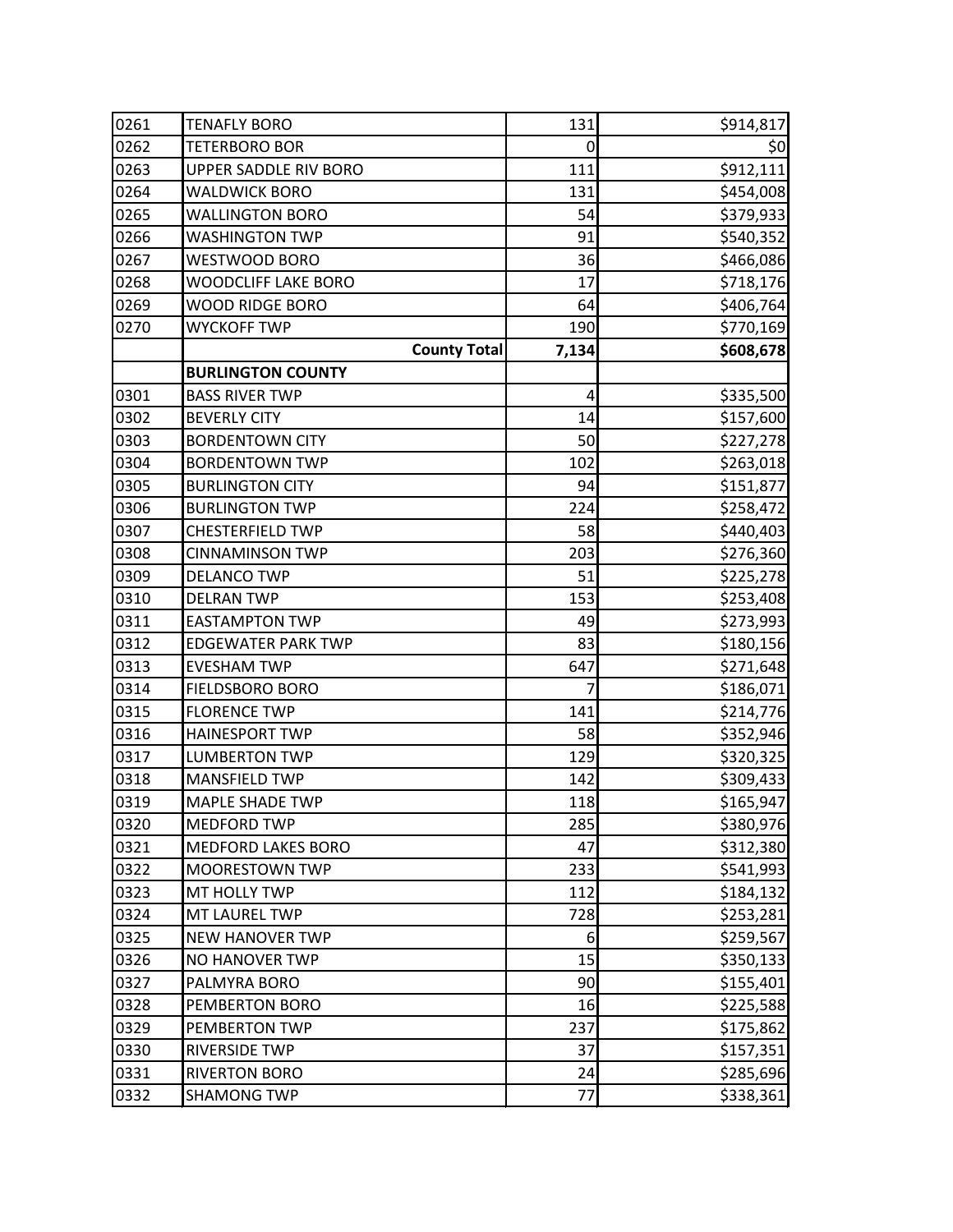| | | | |
|---|---|---|---|
| 0261 | TENAFLY BORO | 131 | $914,817 |
| 0262 | TETERBORO BOR | 0 | $0 |
| 0263 | UPPER SADDLE RIV BORO | 111 | $912,111 |
| 0264 | WALDWICK BORO | 131 | $454,008 |
| 0265 | WALLINGTON BORO | 54 | $379,933 |
| 0266 | WASHINGTON TWP | 91 | $540,352 |
| 0267 | WESTWOOD BORO | 36 | $466,086 |
| 0268 | WOODCLIFF LAKE BORO | 17 | $718,176 |
| 0269 | WOOD RIDGE BORO | 64 | $406,764 |
| 0270 | WYCKOFF TWP | 190 | $770,169 |
| | **County Total** | **7,134** | **$608,678** |
| | **BURLINGTON COUNTY** | | |
| 0301 | BASS RIVER TWP | 4 | $335,500 |
| 0302 | BEVERLY CITY | 14 | $157,600 |
| 0303 | BORDENTOWN CITY | 50 | $227,278 |
| 0304 | BORDENTOWN TWP | 102 | $263,018 |
| 0305 | BURLINGTON CITY | 94 | $151,877 |
| 0306 | BURLINGTON TWP | 224 | $258,472 |
| 0307 | CHESTERFIELD TWP | 58 | $440,403 |
| 0308 | CINNAMINSON TWP | 203 | $276,360 |
| 0309 | DELANCO TWP | 51 | $225,278 |
| 0310 | DELRAN TWP | 153 | $253,408 |
| 0311 | EASTAMPTON TWP | 49 | $273,993 |
| 0312 | EDGEWATER PARK TWP | 83 | $180,156 |
| 0313 | EVESHAM TWP | 647 | $271,648 |
| 0314 | FIELDSBORO BORO | 7 | $186,071 |
| 0315 | FLORENCE TWP | 141 | $214,776 |
| 0316 | HAINESPORT TWP | 58 | $352,946 |
| 0317 | LUMBERTON TWP | 129 | $320,325 |
| 0318 | MANSFIELD TWP | 142 | $309,433 |
| 0319 | MAPLE SHADE TWP | 118 | $165,947 |
| 0320 | MEDFORD TWP | 285 | $380,976 |
| 0321 | MEDFORD LAKES BORO | 47 | $312,380 |
| 0322 | MOORESTOWN TWP | 233 | $541,993 |
| 0323 | MT HOLLY TWP | 112 | $184,132 |
| 0324 | MT LAUREL TWP | 728 | $253,281 |
| 0325 | NEW HANOVER TWP | 6 | $259,567 |
| 0326 | NO HANOVER TWP | 15 | $350,133 |
| 0327 | PALMYRA BORO | 90 | $155,401 |
| 0328 | PEMBERTON BORO | 16 | $225,588 |
| 0329 | PEMBERTON TWP | 237 | $175,862 |
| 0330 | RIVERSIDE TWP | 37 | $157,351 |
| 0331 | RIVERTON BORO | 24 | $285,696 |
| 0332 | SHAMONG TWP | 77 | $338,361 |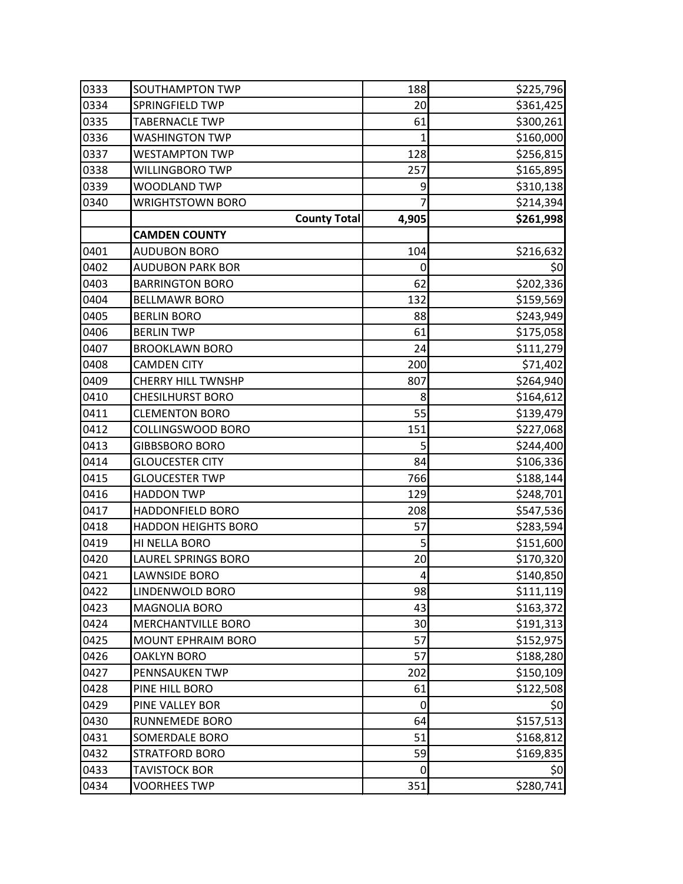| | | | |
|---|---|---|---|
| 0333 | SOUTHAMPTON TWP | 188 | $225,796 |
| 0334 | SPRINGFIELD TWP | 20 | $361,425 |
| 0335 | TABERNACLE TWP | 61 | $300,261 |
| 0336 | WASHINGTON TWP | 1 | $160,000 |
| 0337 | WESTAMPTON TWP | 128 | $256,815 |
| 0338 | WILLINGBORO TWP | 257 | $165,895 |
| 0339 | WOODLAND TWP | 9 | $310,138 |
| 0340 | WRIGHTSTOWN BORO | 7 | $214,394 |
| | **County Total** | **4,905** | **$261,998** |
| | **CAMDEN COUNTY** | | |
| 0401 | AUDUBON BORO | 104 | $216,632 |
| 0402 | AUDUBON PARK BOR | 0 | $0 |
| 0403 | BARRINGTON BORO | 62 | $202,336 |
| 0404 | BELLMAWR BORO | 132 | $159,569 |
| 0405 | BERLIN BORO | 88 | $243,949 |
| 0406 | BERLIN TWP | 61 | $175,058 |
| 0407 | BROOKLAWN BORO | 24 | $111,279 |
| 0408 | CAMDEN CITY | 200 | $71,402 |
| 0409 | CHERRY HILL TWNSHP | 807 | $264,940 |
| 0410 | CHESILHURST BORO | 8 | $164,612 |
| 0411 | CLEMENTON BORO | 55 | $139,479 |
| 0412 | COLLINGSWOOD BORO | 151 | $227,068 |
| 0413 | GIBBSBORO BORO | 5 | $244,400 |
| 0414 | GLOUCESTER CITY | 84 | $106,336 |
| 0415 | GLOUCESTER TWP | 766 | $188,144 |
| 0416 | HADDON TWP | 129 | $248,701 |
| 0417 | HADDONFIELD BORO | 208 | $547,536 |
| 0418 | HADDON HEIGHTS BORO | 57 | $283,594 |
| 0419 | HI NELLA BORO | 5 | $151,600 |
| 0420 | LAUREL SPRINGS BORO | 20 | $170,320 |
| 0421 | LAWNSIDE BORO | 4 | $140,850 |
| 0422 | LINDENWOLD BORO | 98 | $111,119 |
| 0423 | MAGNOLIA BORO | 43 | $163,372 |
| 0424 | MERCHANTVILLE BORO | 30 | $191,313 |
| 0425 | MOUNT EPHRAIM BORO | 57 | $152,975 |
| 0426 | OAKLYN BORO | 57 | $188,280 |
| 0427 | PENNSAUKEN TWP | 202 | $150,109 |
| 0428 | PINE HILL BORO | 61 | $122,508 |
| 0429 | PINE VALLEY BOR | 0 | $0 |
| 0430 | RUNNEMEDE BORO | 64 | $157,513 |
| 0431 | SOMERDALE BORO | 51 | $168,812 |
| 0432 | STRATFORD BORO | 59 | $169,835 |
| 0433 | TAVISTOCK BOR | 0 | $0 |
| 0434 | VOORHEES TWP | 351 | $280,741 |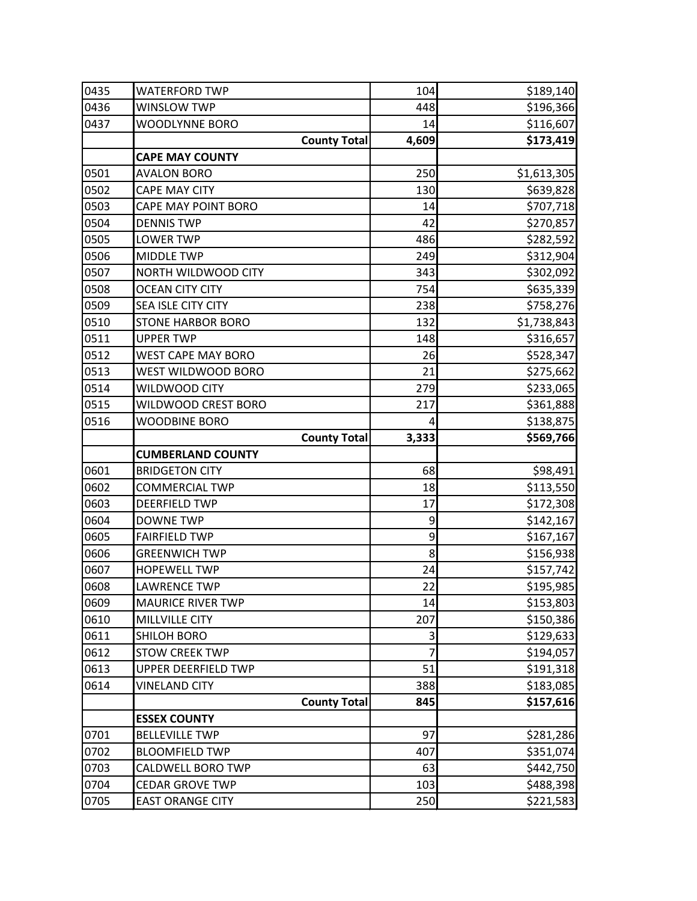| | | | |
|---|---|---|---|
| 0435 | WATERFORD TWP | 104 | $189,140 |
| 0436 | WINSLOW TWP | 448 | $196,366 |
| 0437 | WOODLYNNE BORO | 14 | $116,607 |
| | **County Total** | **4,609** | **$173,419** |
| | **CAPE MAY COUNTY** | | |
| 0501 | AVALON BORO | 250 | $1,613,305 |
| 0502 | CAPE MAY CITY | 130 | $639,828 |
| 0503 | CAPE MAY POINT BORO | 14 | $707,718 |
| 0504 | DENNIS TWP | 42 | $270,857 |
| 0505 | LOWER TWP | 486 | $282,592 |
| 0506 | MIDDLE TWP | 249 | $312,904 |
| 0507 | NORTH WILDWOOD CITY | 343 | $302,092 |
| 0508 | OCEAN CITY CITY | 754 | $635,339 |
| 0509 | SEA ISLE CITY CITY | 238 | $758,276 |
| 0510 | STONE HARBOR BORO | 132 | $1,738,843 |
| 0511 | UPPER TWP | 148 | $316,657 |
| 0512 | WEST CAPE MAY BORO | 26 | $528,347 |
| 0513 | WEST WILDWOOD BORO | 21 | $275,662 |
| 0514 | WILDWOOD CITY | 279 | $233,065 |
| 0515 | WILDWOOD CREST BORO | 217 | $361,888 |
| 0516 | WOODBINE BORO | 4 | $138,875 |
| | **County Total** | **3,333** | **$569,766** |
| | **CUMBERLAND COUNTY** | | |
| 0601 | BRIDGETON CITY | 68 | $98,491 |
| 0602 | COMMERCIAL TWP | 18 | $113,550 |
| 0603 | DEERFIELD TWP | 17 | $172,308 |
| 0604 | DOWNE TWP | 9 | $142,167 |
| 0605 | FAIRFIELD TWP | 9 | $167,167 |
| 0606 | GREENWICH TWP | 8 | $156,938 |
| 0607 | HOPEWELL TWP | 24 | $157,742 |
| 0608 | LAWRENCE TWP | 22 | $195,985 |
| 0609 | MAURICE RIVER TWP | 14 | $153,803 |
| 0610 | MILLVILLE CITY | 207 | $150,386 |
| 0611 | SHILOH BORO | 3 | $129,633 |
| 0612 | STOW CREEK TWP | 7 | $194,057 |
| 0613 | UPPER DEERFIELD TWP | 51 | $191,318 |
| 0614 | VINELAND CITY | 388 | $183,085 |
| | **County Total** | **845** | **$157,616** |
| | **ESSEX COUNTY** | | |
| 0701 | BELLEVILLE TWP | 97 | $281,286 |
| 0702 | BLOOMFIELD TWP | 407 | $351,074 |
| 0703 | CALDWELL BORO TWP | 63 | $442,750 |
| 0704 | CEDAR GROVE TWP | 103 | $488,398 |
| 0705 | EAST ORANGE CITY | 250 | $221,583 |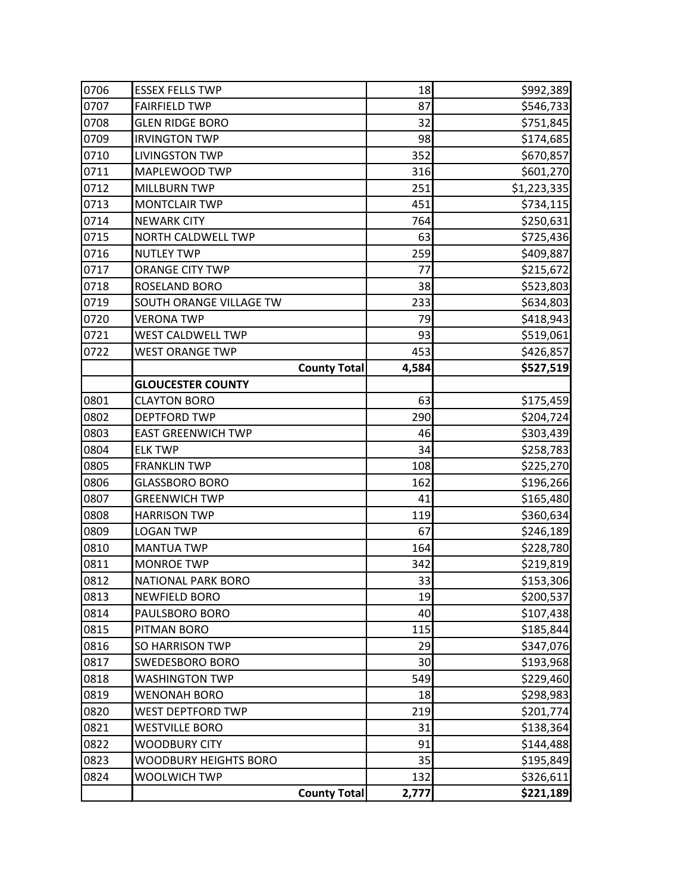| | | | |
|---|---|---|---|
| 0706 | ESSEX FELLS TWP | 18 | $992,389 |
| 0707 | FAIRFIELD TWP | 87 | $546,733 |
| 0708 | GLEN RIDGE BORO | 32 | $751,845 |
| 0709 | IRVINGTON TWP | 98 | $174,685 |
| 0710 | LIVINGSTON TWP | 352 | $670,857 |
| 0711 | MAPLEWOOD TWP | 316 | $601,270 |
| 0712 | MILLBURN TWP | 251 | $1,223,335 |
| 0713 | MONTCLAIR TWP | 451 | $734,115 |
| 0714 | NEWARK CITY | 764 | $250,631 |
| 0715 | NORTH CALDWELL TWP | 63 | $725,436 |
| 0716 | NUTLEY TWP | 259 | $409,887 |
| 0717 | ORANGE CITY TWP | 77 | $215,672 |
| 0718 | ROSELAND BORO | 38 | $523,803 |
| 0719 | SOUTH ORANGE VILLAGE TW | 233 | $634,803 |
| 0720 | VERONA TWP | 79 | $418,943 |
| 0721 | WEST CALDWELL TWP | 93 | $519,061 |
| 0722 | WEST ORANGE TWP | 453 | $426,857 |
| | **County Total** | **4,584** | **$527,519** |
| | **GLOUCESTER COUNTY** | | |
| 0801 | CLAYTON BORO | 63 | $175,459 |
| 0802 | DEPTFORD TWP | 290 | $204,724 |
| 0803 | EAST GREENWICH TWP | 46 | $303,439 |
| 0804 | ELK TWP | 34 | $258,783 |
| 0805 | FRANKLIN TWP | 108 | $225,270 |
| 0806 | GLASSBORO BORO | 162 | $196,266 |
| 0807 | GREENWICH TWP | 41 | $165,480 |
| 0808 | HARRISON TWP | 119 | $360,634 |
| 0809 | LOGAN TWP | 67 | $246,189 |
| 0810 | MANTUA TWP | 164 | $228,780 |
| 0811 | MONROE TWP | 342 | $219,819 |
| 0812 | NATIONAL PARK BORO | 33 | $153,306 |
| 0813 | NEWFIELD BORO | 19 | $200,537 |
| 0814 | PAULSBORO BORO | 40 | $107,438 |
| 0815 | PITMAN BORO | 115 | $185,844 |
| 0816 | SO HARRISON TWP | 29 | $347,076 |
| 0817 | SWEDESBORO BORO | 30 | $193,968 |
| 0818 | WASHINGTON TWP | 549 | $229,460 |
| 0819 | WENONAH BORO | 18 | $298,983 |
| 0820 | WEST DEPTFORD TWP | 219 | $201,774 |
| 0821 | WESTVILLE BORO | 31 | $138,364 |
| 0822 | WOODBURY CITY | 91 | $144,488 |
| 0823 | WOODBURY HEIGHTS BORO | 35 | $195,849 |
| 0824 | WOOLWICH TWP | 132 | $326,611 |
| | **County Total** | **2,777** | **$221,189** |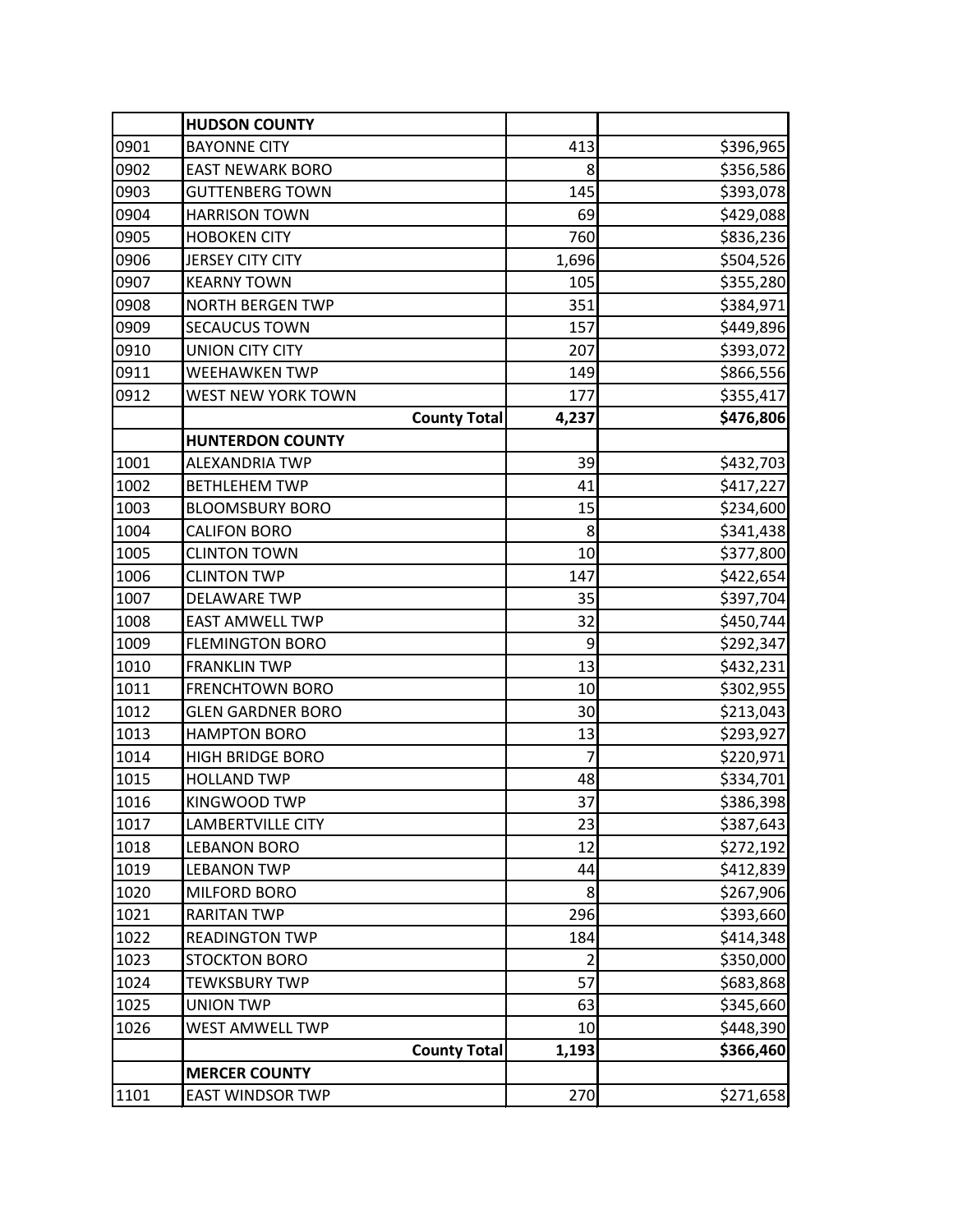| | | | |
|---|---|---|---|
| | **HUDSON COUNTY** | | |
| 0901 | BAYONNE CITY | 413 | $396,965 |
| 0902 | EAST NEWARK BORO | 8 | $356,586 |
| 0903 | GUTTENBERG TOWN | 145 | $393,078 |
| 0904 | HARRISON TOWN | 69 | $429,088 |
| 0905 | HOBOKEN CITY | 760 | $836,236 |
| 0906 | JERSEY CITY CITY | 1,696 | $504,526 |
| 0907 | KEARNY TOWN | 105 | $355,280 |
| 0908 | NORTH BERGEN TWP | 351 | $384,971 |
| 0909 | SECAUCUS TOWN | 157 | $449,896 |
| 0910 | UNION CITY CITY | 207 | $393,072 |
| 0911 | WEEHAWKEN TWP | 149 | $866,556 |
| 0912 | WEST NEW YORK TOWN | 177 | $355,417 |
| | **County Total** | **4,237** | **$476,806** |
| | **HUNTERDON COUNTY** | | |
| 1001 | ALEXANDRIA TWP | 39 | $432,703 |
| 1002 | BETHLEHEM TWP | 41 | $417,227 |
| 1003 | BLOOMSBURY BORO | 15 | $234,600 |
| 1004 | CALIFON BORO | 8 | $341,438 |
| 1005 | CLINTON TOWN | 10 | $377,800 |
| 1006 | CLINTON TWP | 147 | $422,654 |
| 1007 | DELAWARE TWP | 35 | $397,704 |
| 1008 | EAST AMWELL TWP | 32 | $450,744 |
| 1009 | FLEMINGTON BORO | 9 | $292,347 |
| 1010 | FRANKLIN TWP | 13 | $432,231 |
| 1011 | FRENCHTOWN BORO | 10 | $302,955 |
| 1012 | GLEN GARDNER BORO | 30 | $213,043 |
| 1013 | HAMPTON BORO | 13 | $293,927 |
| 1014 | HIGH BRIDGE BORO | 7 | $220,971 |
| 1015 | HOLLAND TWP | 48 | $334,701 |
| 1016 | KINGWOOD TWP | 37 | $386,398 |
| 1017 | LAMBERTVILLE CITY | 23 | $387,643 |
| 1018 | LEBANON BORO | 12 | $272,192 |
| 1019 | LEBANON TWP | 44 | $412,839 |
| 1020 | MILFORD BORO | 8 | $267,906 |
| 1021 | RARITAN TWP | 296 | $393,660 |
| 1022 | READINGTON TWP | 184 | $414,348 |
| 1023 | STOCKTON BORO | 2 | $350,000 |
| 1024 | TEWKSBURY TWP | 57 | $683,868 |
| 1025 | UNION TWP | 63 | $345,660 |
| 1026 | WEST AMWELL TWP | 10 | $448,390 |
| | **County Total** | **1,193** | **$366,460** |
| | **MERCER COUNTY** | | |
| 1101 | EAST WINDSOR TWP | 270 | $271,658 |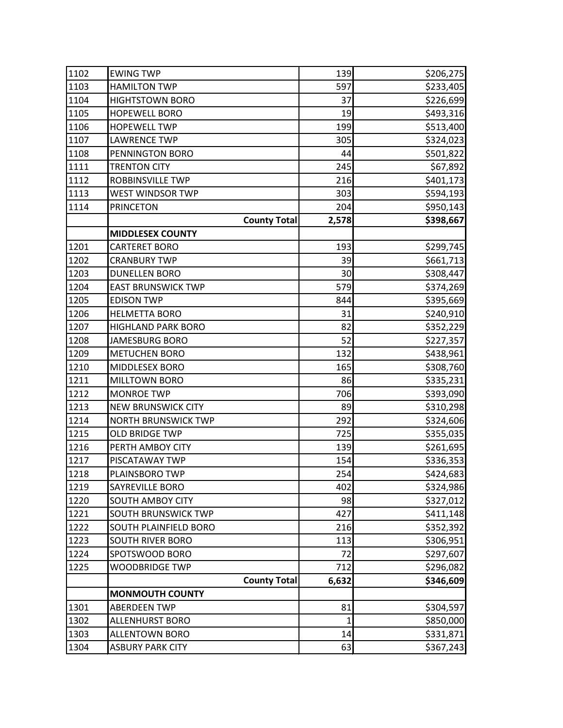| | | | |
|---|---|---|---|
| 1102 | EWING TWP | 139 | $206,275 |
| 1103 | HAMILTON TWP | 597 | $233,405 |
| 1104 | HIGHTSTOWN BORO | 37 | $226,699 |
| 1105 | HOPEWELL BORO | 19 | $493,316 |
| 1106 | HOPEWELL TWP | 199 | $513,400 |
| 1107 | LAWRENCE TWP | 305 | $324,023 |
| 1108 | PENNINGTON BORO | 44 | $501,822 |
| 1111 | TRENTON CITY | 245 | $67,892 |
| 1112 | ROBBINSVILLE TWP | 216 | $401,173 |
| 1113 | WEST WINDSOR TWP | 303 | $594,193 |
| 1114 | PRINCETON | 204 | $950,143 |
| | **County Total** | **2,578** | **$398,667** |
| | **MIDDLESEX COUNTY** | | |
| 1201 | CARTERET BORO | 193 | $299,745 |
| 1202 | CRANBURY TWP | 39 | $661,713 |
| 1203 | DUNELLEN BORO | 30 | $308,447 |
| 1204 | EAST BRUNSWICK TWP | 579 | $374,269 |
| 1205 | EDISON TWP | 844 | $395,669 |
| 1206 | HELMETTA BORO | 31 | $240,910 |
| 1207 | HIGHLAND PARK BORO | 82 | $352,229 |
| 1208 | JAMESBURG BORO | 52 | $227,357 |
| 1209 | METUCHEN BORO | 132 | $438,961 |
| 1210 | MIDDLESEX BORO | 165 | $308,760 |
| 1211 | MILLTOWN BORO | 86 | $335,231 |
| 1212 | MONROE TWP | 706 | $393,090 |
| 1213 | NEW BRUNSWICK CITY | 89 | $310,298 |
| 1214 | NORTH BRUNSWICK TWP | 292 | $324,606 |
| 1215 | OLD BRIDGE TWP | 725 | $355,035 |
| 1216 | PERTH AMBOY CITY | 139 | $261,695 |
| 1217 | PISCATAWAY TWP | 154 | $336,353 |
| 1218 | PLAINSBORO TWP | 254 | $424,683 |
| 1219 | SAYREVILLE BORO | 402 | $324,986 |
| 1220 | SOUTH AMBOY CITY | 98 | $327,012 |
| 1221 | SOUTH BRUNSWICK TWP | 427 | $411,148 |
| 1222 | SOUTH PLAINFIELD BORO | 216 | $352,392 |
| 1223 | SOUTH RIVER BORO | 113 | $306,951 |
| 1224 | SPOTSWOOD BORO | 72 | $297,607 |
| 1225 | WOODBRIDGE TWP | 712 | $296,082 |
| | **County Total** | **6,632** | **$346,609** |
| | **MONMOUTH COUNTY** | | |
| 1301 | ABERDEEN TWP | 81 | $304,597 |
| 1302 | ALLENHURST BORO | 1 | $850,000 |
| 1303 | ALLENTOWN BORO | 14 | $331,871 |
| 1304 | ASBURY PARK CITY | 63 | $367,243 |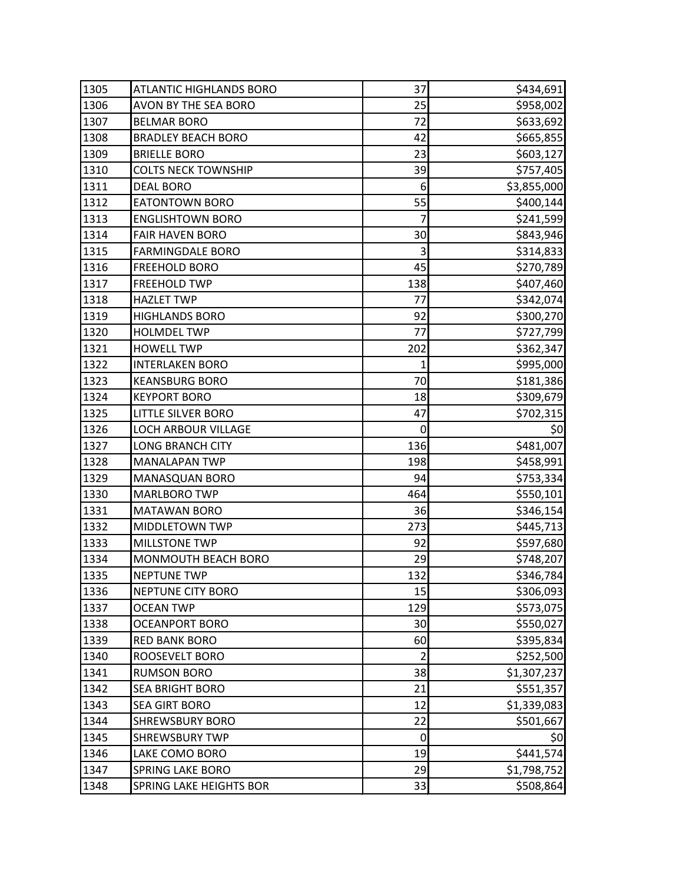| | | | |
|---|---|---|---|
| 1305 | ATLANTIC HIGHLANDS BORO | 37 | $434,691 |
| 1306 | AVON BY THE SEA BORO | 25 | $958,002 |
| 1307 | BELMAR BORO | 72 | $633,692 |
| 1308 | BRADLEY BEACH BORO | 42 | $665,855 |
| 1309 | BRIELLE BORO | 23 | $603,127 |
| 1310 | COLTS NECK TOWNSHIP | 39 | $757,405 |
| 1311 | DEAL BORO | 6 | $3,855,000 |
| 1312 | EATONTOWN BORO | 55 | $400,144 |
| 1313 | ENGLISHTOWN BORO | 7 | $241,599 |
| 1314 | FAIR HAVEN BORO | 30 | $843,946 |
| 1315 | FARMINGDALE BORO | 3 | $314,833 |
| 1316 | FREEHOLD BORO | 45 | $270,789 |
| 1317 | FREEHOLD TWP | 138 | $407,460 |
| 1318 | HAZLET TWP | 77 | $342,074 |
| 1319 | HIGHLANDS BORO | 92 | $300,270 |
| 1320 | HOLMDEL TWP | 77 | $727,799 |
| 1321 | HOWELL TWP | 202 | $362,347 |
| 1322 | INTERLAKEN BORO | 1 | $995,000 |
| 1323 | KEANSBURG BORO | 70 | $181,386 |
| 1324 | KEYPORT BORO | 18 | $309,679 |
| 1325 | LITTLE SILVER BORO | 47 | $702,315 |
| 1326 | LOCH ARBOUR VILLAGE | 0 | $0 |
| 1327 | LONG BRANCH CITY | 136 | $481,007 |
| 1328 | MANALAPAN TWP | 198 | $458,991 |
| 1329 | MANASQUAN BORO | 94 | $753,334 |
| 1330 | MARLBORO TWP | 464 | $550,101 |
| 1331 | MATAWAN BORO | 36 | $346,154 |
| 1332 | MIDDLETOWN TWP | 273 | $445,713 |
| 1333 | MILLSTONE TWP | 92 | $597,680 |
| 1334 | MONMOUTH BEACH BORO | 29 | $748,207 |
| 1335 | NEPTUNE TWP | 132 | $346,784 |
| 1336 | NEPTUNE CITY BORO | 15 | $306,093 |
| 1337 | OCEAN TWP | 129 | $573,075 |
| 1338 | OCEANPORT BORO | 30 | $550,027 |
| 1339 | RED BANK BORO | 60 | $395,834 |
| 1340 | ROOSEVELT BORO | 2 | $252,500 |
| 1341 | RUMSON BORO | 38 | $1,307,237 |
| 1342 | SEA BRIGHT BORO | 21 | $551,357 |
| 1343 | SEA GIRT BORO | 12 | $1,339,083 |
| 1344 | SHREWSBURY BORO | 22 | $501,667 |
| 1345 | SHREWSBURY TWP | 0 | $0 |
| 1346 | LAKE COMO BORO | 19 | $441,574 |
| 1347 | SPRING LAKE BORO | 29 | $1,798,752 |
| 1348 | SPRING LAKE HEIGHTS BOR | 33 | $508,864 |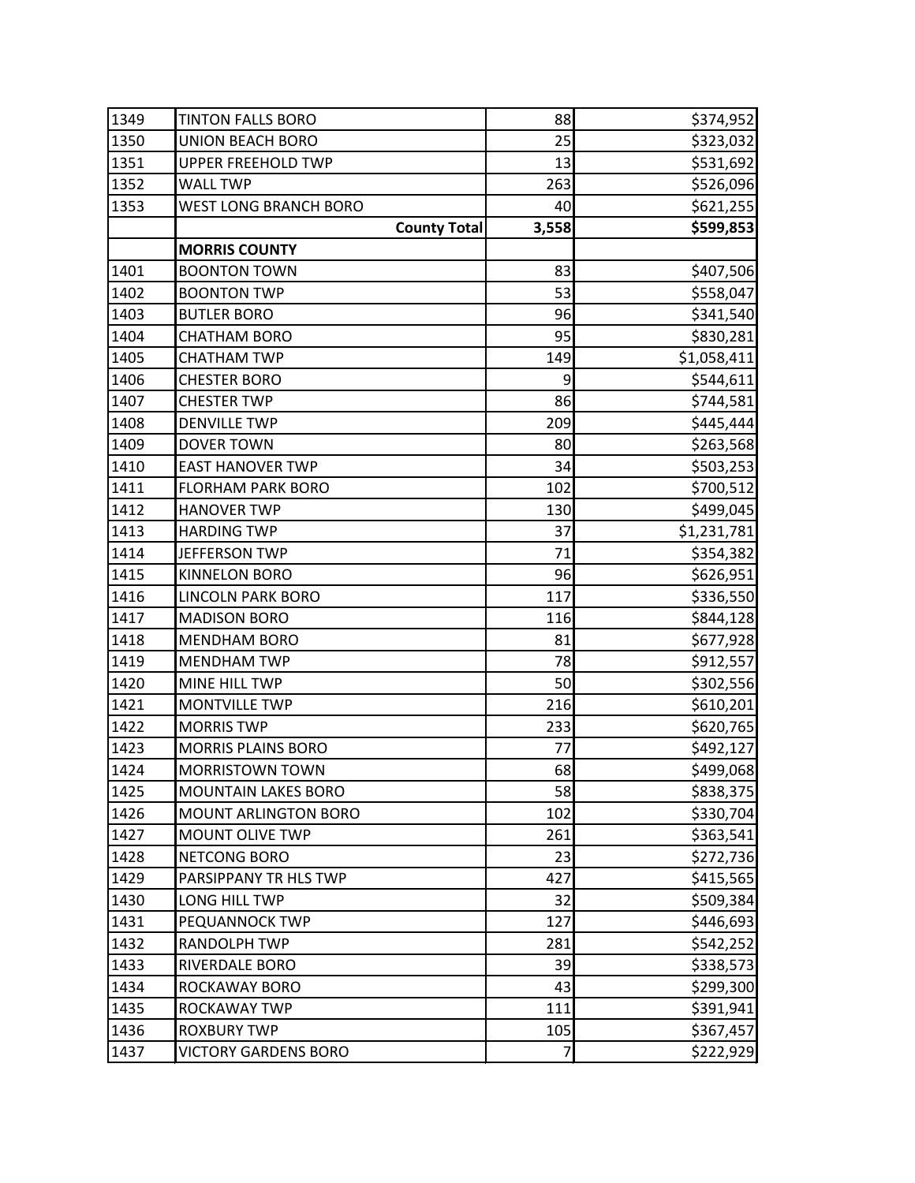| | | | |
|---|---|---|---|
| 1349 | TINTON FALLS BORO | 88 | $374,952 |
| 1350 | UNION BEACH BORO | 25 | $323,032 |
| 1351 | UPPER FREEHOLD TWP | 13 | $531,692 |
| 1352 | WALL TWP | 263 | $526,096 |
| 1353 | WEST LONG BRANCH BORO | 40 | $621,255 |
| | **County Total** | **3,558** | **$599,853** |
| | **MORRIS COUNTY** | | |
| 1401 | BOONTON TOWN | 83 | $407,506 |
| 1402 | BOONTON TWP | 53 | $558,047 |
| 1403 | BUTLER BORO | 96 | $341,540 |
| 1404 | CHATHAM BORO | 95 | $830,281 |
| 1405 | CHATHAM TWP | 149 | $1,058,411 |
| 1406 | CHESTER BORO | 9 | $544,611 |
| 1407 | CHESTER TWP | 86 | $744,581 |
| 1408 | DENVILLE TWP | 209 | $445,444 |
| 1409 | DOVER TOWN | 80 | $263,568 |
| 1410 | EAST HANOVER TWP | 34 | $503,253 |
| 1411 | FLORHAM PARK BORO | 102 | $700,512 |
| 1412 | HANOVER TWP | 130 | $499,045 |
| 1413 | HARDING TWP | 37 | $1,231,781 |
| 1414 | JEFFERSON TWP | 71 | $354,382 |
| 1415 | KINNELON BORO | 96 | $626,951 |
| 1416 | LINCOLN PARK BORO | 117 | $336,550 |
| 1417 | MADISON BORO | 116 | $844,128 |
| 1418 | MENDHAM BORO | 81 | $677,928 |
| 1419 | MENDHAM TWP | 78 | $912,557 |
| 1420 | MINE HILL TWP | 50 | $302,556 |
| 1421 | MONTVILLE TWP | 216 | $610,201 |
| 1422 | MORRIS TWP | 233 | $620,765 |
| 1423 | MORRIS PLAINS BORO | 77 | $492,127 |
| 1424 | MORRISTOWN TOWN | 68 | $499,068 |
| 1425 | MOUNTAIN LAKES BORO | 58 | $838,375 |
| 1426 | MOUNT ARLINGTON BORO | 102 | $330,704 |
| 1427 | MOUNT OLIVE TWP | 261 | $363,541 |
| 1428 | NETCONG BORO | 23 | $272,736 |
| 1429 | PARSIPPANY TR HLS TWP | 427 | $415,565 |
| 1430 | LONG HILL TWP | 32 | $509,384 |
| 1431 | PEQUANNOCK TWP | 127 | $446,693 |
| 1432 | RANDOLPH TWP | 281 | $542,252 |
| 1433 | RIVERDALE BORO | 39 | $338,573 |
| 1434 | ROCKAWAY BORO | 43 | $299,300 |
| 1435 | ROCKAWAY TWP | 111 | $391,941 |
| 1436 | ROXBURY TWP | 105 | $367,457 |
| 1437 | VICTORY GARDENS BORO | 7 | $222,929 |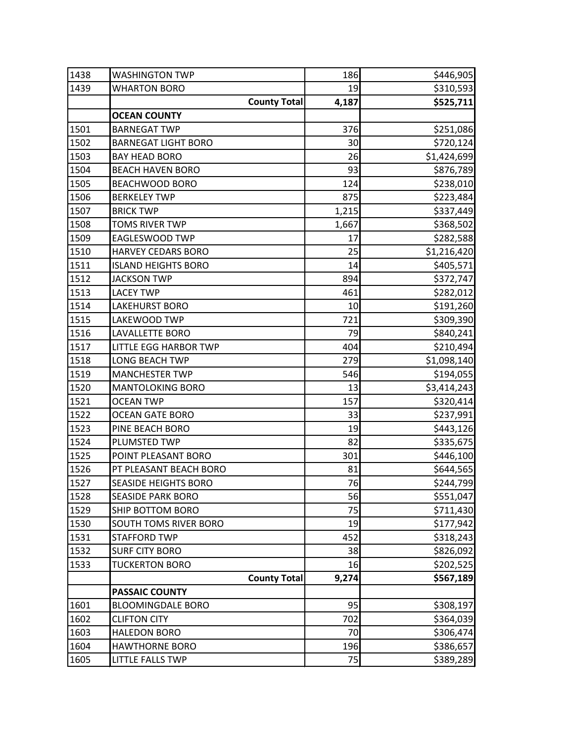| | | | |
|---|---|---|---|
| 1438 | WASHINGTON TWP | 186 | $446,905 |
| 1439 | WHARTON BORO | 19 | $310,593 |
| | **County Total** | **4,187** | **$525,711** |
| | **OCEAN COUNTY** | | |
| 1501 | BARNEGAT TWP | 376 | $251,086 |
| 1502 | BARNEGAT LIGHT BORO | 30 | $720,124 |
| 1503 | BAY HEAD BORO | 26 | $1,424,699 |
| 1504 | BEACH HAVEN BORO | 93 | $876,789 |
| 1505 | BEACHWOOD BORO | 124 | $238,010 |
| 1506 | BERKELEY TWP | 875 | $223,484 |
| 1507 | BRICK TWP | 1,215 | $337,449 |
| 1508 | TOMS RIVER TWP | 1,667 | $368,502 |
| 1509 | EAGLESWOOD TWP | 17 | $282,588 |
| 1510 | HARVEY CEDARS BORO | 25 | $1,216,420 |
| 1511 | ISLAND HEIGHTS BORO | 14 | $405,571 |
| 1512 | JACKSON TWP | 894 | $372,747 |
| 1513 | LACEY TWP | 461 | $282,012 |
| 1514 | LAKEHURST BORO | 10 | $191,260 |
| 1515 | LAKEWOOD TWP | 721 | $309,390 |
| 1516 | LAVALLETTE BORO | 79 | $840,241 |
| 1517 | LITTLE EGG HARBOR TWP | 404 | $210,494 |
| 1518 | LONG BEACH TWP | 279 | $1,098,140 |
| 1519 | MANCHESTER TWP | 546 | $194,055 |
| 1520 | MANTOLOKING BORO | 13 | $3,414,243 |
| 1521 | OCEAN TWP | 157 | $320,414 |
| 1522 | OCEAN GATE BORO | 33 | $237,991 |
| 1523 | PINE BEACH BORO | 19 | $443,126 |
| 1524 | PLUMSTED TWP | 82 | $335,675 |
| 1525 | POINT PLEASANT BORO | 301 | $446,100 |
| 1526 | PT PLEASANT BEACH BORO | 81 | $644,565 |
| 1527 | SEASIDE HEIGHTS BORO | 76 | $244,799 |
| 1528 | SEASIDE PARK BORO | 56 | $551,047 |
| 1529 | SHIP BOTTOM BORO | 75 | $711,430 |
| 1530 | SOUTH TOMS RIVER BORO | 19 | $177,942 |
| 1531 | STAFFORD TWP | 452 | $318,243 |
| 1532 | SURF CITY BORO | 38 | $826,092 |
| 1533 | TUCKERTON BORO | 16 | $202,525 |
| | **County Total** | **9,274** | **$567,189** |
| | **PASSAIC COUNTY** | | |
| 1601 | BLOOMINGDALE BORO | 95 | $308,197 |
| 1602 | CLIFTON CITY | 702 | $364,039 |
| 1603 | HALEDON BORO | 70 | $306,474 |
| 1604 | HAWTHORNE BORO | 196 | $386,657 |
| 1605 | LITTLE FALLS TWP | 75 | $389,289 |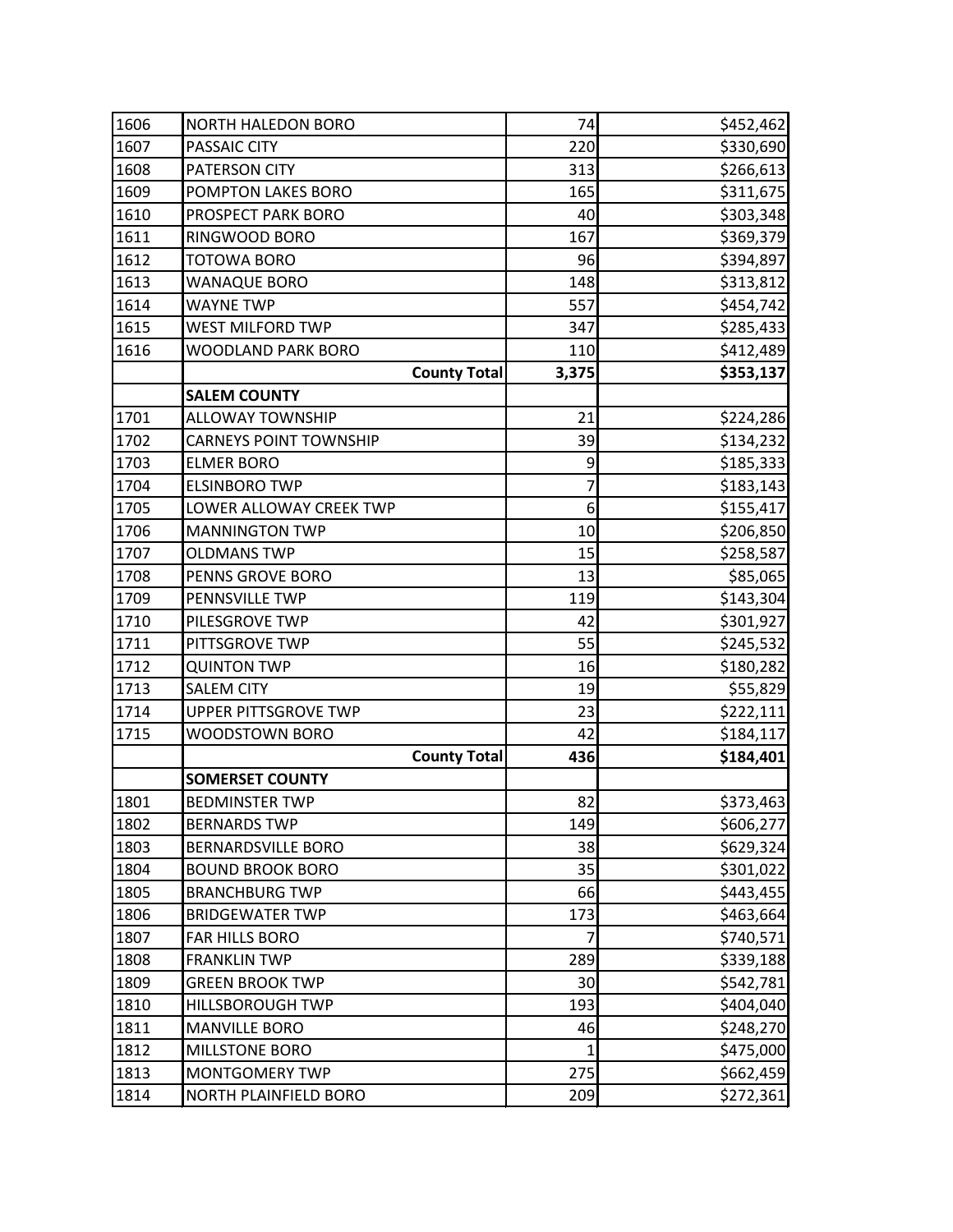| | | | |
|---|---|---|---|
| 1606 | NORTH HALEDON BORO | 74 | $452,462 |
| 1607 | PASSAIC CITY | 220 | $330,690 |
| 1608 | PATERSON CITY | 313 | $266,613 |
| 1609 | POMPTON LAKES BORO | 165 | $311,675 |
| 1610 | PROSPECT PARK BORO | 40 | $303,348 |
| 1611 | RINGWOOD BORO | 167 | $369,379 |
| 1612 | TOTOWA BORO | 96 | $394,897 |
| 1613 | WANAQUE BORO | 148 | $313,812 |
| 1614 | WAYNE TWP | 557 | $454,742 |
| 1615 | WEST MILFORD TWP | 347 | $285,433 |
| 1616 | WOODLAND PARK BORO | 110 | $412,489 |
| | **County Total** | **3,375** | **$353,137** |
| | **SALEM COUNTY** | | |
| 1701 | ALLOWAY TOWNSHIP | 21 | $224,286 |
| 1702 | CARNEYS POINT TOWNSHIP | 39 | $134,232 |
| 1703 | ELMER BORO | 9 | $185,333 |
| 1704 | ELSINBORO TWP | 7 | $183,143 |
| 1705 | LOWER ALLOWAY CREEK TWP | 6 | $155,417 |
| 1706 | MANNINGTON TWP | 10 | $206,850 |
| 1707 | OLDMANS TWP | 15 | $258,587 |
| 1708 | PENNS GROVE BORO | 13 | $85,065 |
| 1709 | PENNSVILLE TWP | 119 | $143,304 |
| 1710 | PILESGROVE TWP | 42 | $301,927 |
| 1711 | PITTSGROVE TWP | 55 | $245,532 |
| 1712 | QUINTON TWP | 16 | $180,282 |
| 1713 | SALEM CITY | 19 | $55,829 |
| 1714 | UPPER PITTSGROVE TWP | 23 | $222,111 |
| 1715 | WOODSTOWN BORO | 42 | $184,117 |
| | **County Total** | **436** | **$184,401** |
| | **SOMERSET COUNTY** | | |
| 1801 | BEDMINSTER TWP | 82 | $373,463 |
| 1802 | BERNARDS TWP | 149 | $606,277 |
| 1803 | BERNARDSVILLE BORO | 38 | $629,324 |
| 1804 | BOUND BROOK BORO | 35 | $301,022 |
| 1805 | BRANCHBURG TWP | 66 | $443,455 |
| 1806 | BRIDGEWATER TWP | 173 | $463,664 |
| 1807 | FAR HILLS BORO | 7 | $740,571 |
| 1808 | FRANKLIN TWP | 289 | $339,188 |
| 1809 | GREEN BROOK TWP | 30 | $542,781 |
| 1810 | HILLSBOROUGH TWP | 193 | $404,040 |
| 1811 | MANVILLE BORO | 46 | $248,270 |
| 1812 | MILLSTONE BORO | 1 | $475,000 |
| 1813 | MONTGOMERY TWP | 275 | $662,459 |
| 1814 | NORTH PLAINFIELD BORO | 209 | $272,361 |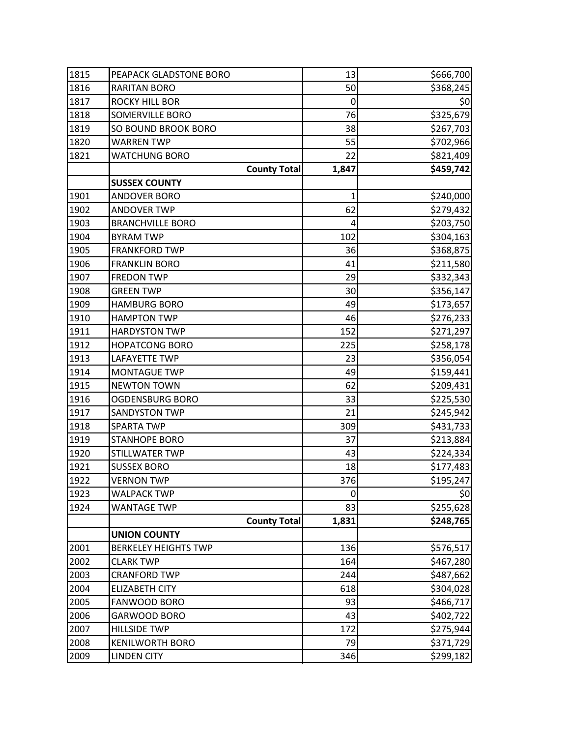| | | | |
|---|---|---|---|
| 1815 | PEAPACK GLADSTONE BORO | 13 | $666,700 |
| 1816 | RARITAN BORO | 50 | $368,245 |
| 1817 | ROCKY HILL BOR | 0 | $0 |
| 1818 | SOMERVILLE BORO | 76 | $325,679 |
| 1819 | SO BOUND BROOK BORO | 38 | $267,703 |
| 1820 | WARREN TWP | 55 | $702,966 |
| 1821 | WATCHUNG BORO | 22 | $821,409 |
| | **County Total** | **1,847** | **$459,742** |
| | **SUSSEX COUNTY** | | |
| 1901 | ANDOVER BORO | 1 | $240,000 |
| 1902 | ANDOVER TWP | 62 | $279,432 |
| 1903 | BRANCHVILLE BORO | 4 | $203,750 |
| 1904 | BYRAM TWP | 102 | $304,163 |
| 1905 | FRANKFORD TWP | 36 | $368,875 |
| 1906 | FRANKLIN BORO | 41 | $211,580 |
| 1907 | FREDON TWP | 29 | $332,343 |
| 1908 | GREEN TWP | 30 | $356,147 |
| 1909 | HAMBURG BORO | 49 | $173,657 |
| 1910 | HAMPTON TWP | 46 | $276,233 |
| 1911 | HARDYSTON TWP | 152 | $271,297 |
| 1912 | HOPATCONG BORO | 225 | $258,178 |
| 1913 | LAFAYETTE TWP | 23 | $356,054 |
| 1914 | MONTAGUE TWP | 49 | $159,441 |
| 1915 | NEWTON TOWN | 62 | $209,431 |
| 1916 | OGDENSBURG BORO | 33 | $225,530 |
| 1917 | SANDYSTON TWP | 21 | $245,942 |
| 1918 | SPARTA TWP | 309 | $431,733 |
| 1919 | STANHOPE BORO | 37 | $213,884 |
| 1920 | STILLWATER TWP | 43 | $224,334 |
| 1921 | SUSSEX BORO | 18 | $177,483 |
| 1922 | VERNON TWP | 376 | $195,247 |
| 1923 | WALPACK TWP | 0 | $0 |
| 1924 | WANTAGE TWP | 83 | $255,628 |
| | **County Total** | **1,831** | **$248,765** |
| | **UNION COUNTY** | | |
| 2001 | BERKELEY HEIGHTS TWP | 136 | $576,517 |
| 2002 | CLARK TWP | 164 | $467,280 |
| 2003 | CRANFORD TWP | 244 | $487,662 |
| 2004 | ELIZABETH CITY | 618 | $304,028 |
| 2005 | FANWOOD BORO | 93 | $466,717 |
| 2006 | GARWOOD BORO | 43 | $402,722 |
| 2007 | HILLSIDE TWP | 172 | $275,944 |
| 2008 | KENILWORTH BORO | 79 | $371,729 |
| 2009 | LINDEN CITY | 346 | $299,182 |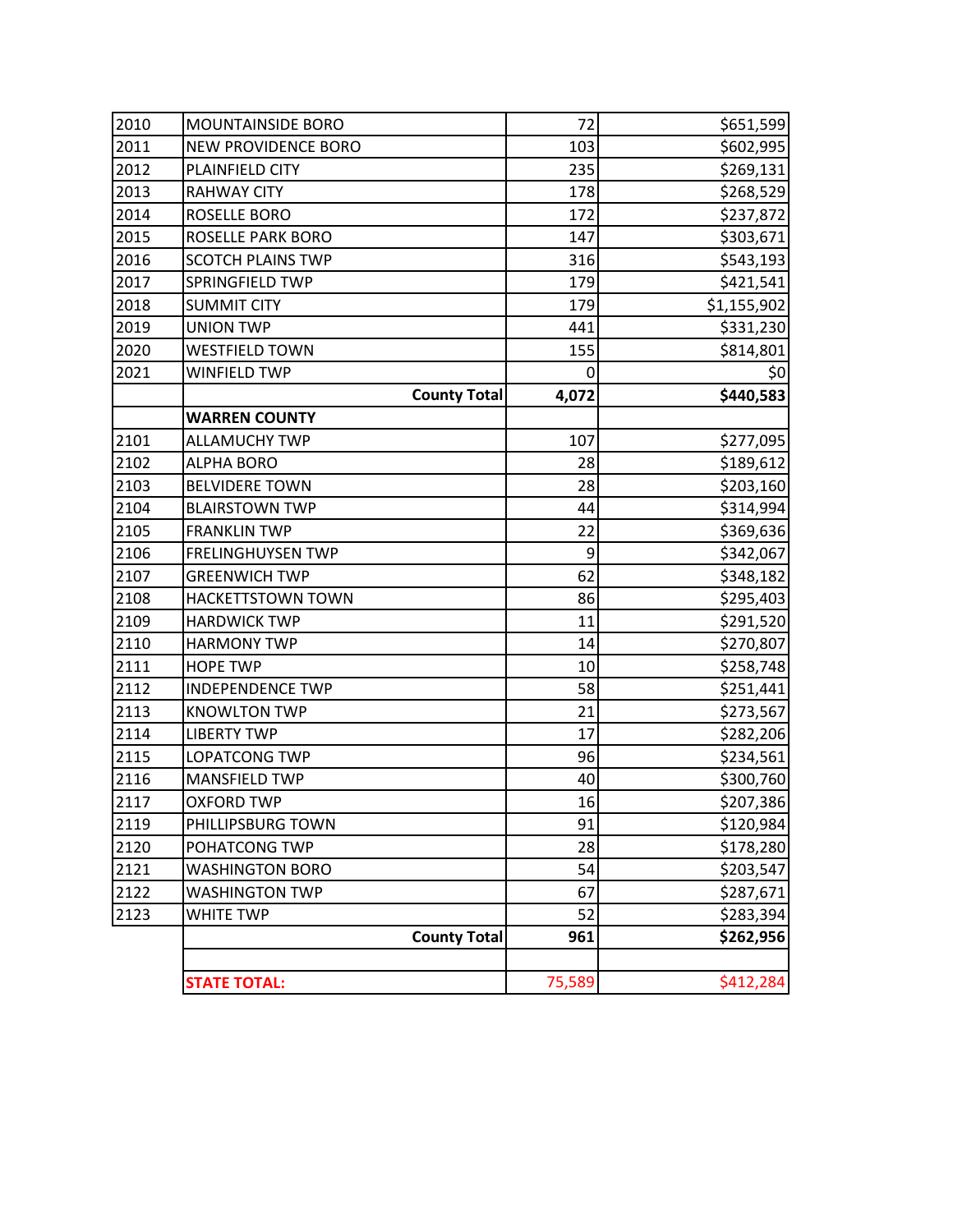| | | | |
|---|---|---|---|
| 2010 | MOUNTAINSIDE BORO | 72 | $651,599 |
| 2011 | NEW PROVIDENCE BORO | 103 | $602,995 |
| 2012 | PLAINFIELD CITY | 235 | $269,131 |
| 2013 | RAHWAY CITY | 178 | $268,529 |
| 2014 | ROSELLE BORO | 172 | $237,872 |
| 2015 | ROSELLE PARK BORO | 147 | $303,671 |
| 2016 | SCOTCH PLAINS TWP | 316 | $543,193 |
| 2017 | SPRINGFIELD TWP | 179 | $421,541 |
| 2018 | SUMMIT CITY | 179 | $1,155,902 |
| 2019 | UNION TWP | 441 | $331,230 |
| 2020 | WESTFIELD TOWN | 155 | $814,801 |
| 2021 | WINFIELD TWP | 0 | $0 |
| | **County Total** | **4,072** | **$440,583** |
| | **WARREN COUNTY** | | |
| 2101 | ALLAMUCHY TWP | 107 | $277,095 |
| 2102 | ALPHA BORO | 28 | $189,612 |
| 2103 | BELVIDERE TOWN | 28 | $203,160 |
| 2104 | BLAIRSTOWN TWP | 44 | $314,994 |
| 2105 | FRANKLIN TWP | 22 | $369,636 |
| 2106 | FRELINGHUYSEN TWP | 9 | $342,067 |
| 2107 | GREENWICH TWP | 62 | $348,182 |
| 2108 | HACKETTSTOWN TOWN | 86 | $295,403 |
| 2109 | HARDWICK TWP | 11 | $291,520 |
| 2110 | HARMONY TWP | 14 | $270,807 |
| 2111 | HOPE TWP | 10 | $258,748 |
| 2112 | INDEPENDENCE TWP | 58 | $251,441 |
| 2113 | KNOWLTON TWP | 21 | $273,567 |
| 2114 | LIBERTY TWP | 17 | $282,206 |
| 2115 | LOPATCONG TWP | 96 | $234,561 |
| 2116 | MANSFIELD TWP | 40 | $300,760 |
| 2117 | OXFORD TWP | 16 | $207,386 |
| 2119 | PHILLIPSBURG TOWN | 91 | $120,984 |
| 2120 | POHATCONG TWP | 28 | $178,280 |
| 2121 | WASHINGTON BORO | 54 | $203,547 |
| 2122 | WASHINGTON TWP | 67 | $287,671 |
| 2123 | WHITE TWP | 52 | $283,394 |
| | **County Total** | **961** | **$262,956** |
| | | | |
| | **STATE TOTAL:** | 75,589 | $412,284 |